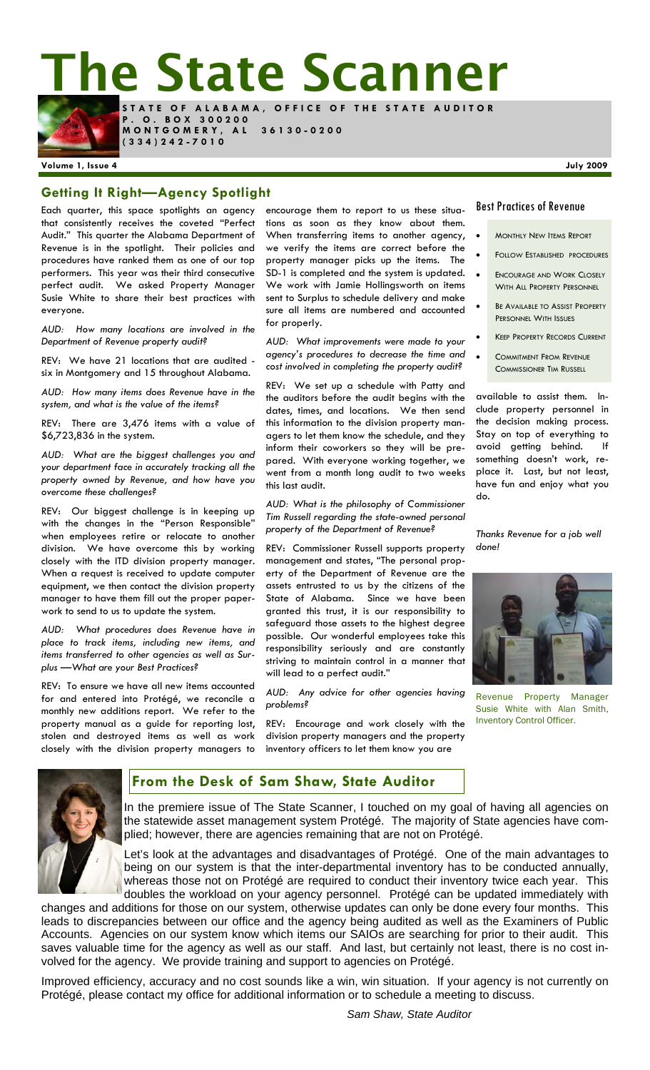# The State Scanner

**STATE OF ALABAMA, OFFICE OF THE STATE AUDITOR**
**P. O. BOX 300200**
**MONTGOMERY, AL 36130-0200**
**(334)242-7010**

**Volume 1, Issue 4** **July 2009**

## Getting It Right—Agency Spotlight

Each quarter, this space spotlights an agency that consistently receives the coveted "Perfect Audit." This quarter the Alabama Department of Revenue is in the spotlight. Their policies and procedures have ranked them as one of our top performers. This year was their third consecutive perfect audit. We asked Property Manager Susie White to share their best practices with everyone.

*AUD: How many locations are involved in the Department of Revenue property audit?*

REV: We have 21 locations that are audited - six in Montgomery and 15 throughout Alabama.

*AUD: How many items does Revenue have in the system, and what is the value of the items?*

REV: There are 3,476 items with a value of $6,723,836 in the system.

*AUD: What are the biggest challenges you and your department face in accurately tracking all the property owned by Revenue, and how have you overcome these challenges?*

REV: Our biggest challenge is in keeping up with the changes in the "Person Responsible" when employees retire or relocate to another division. We have overcome this by working closely with the ITD division property manager. When a request is received to update computer equipment, we then contact the division property manager to have them fill out the proper paperwork to send to us to update the system.

*AUD: What procedures does Revenue have in place to track items, including new items, and items transferred to other agencies as well as Surplus —What are your Best Practices?*

REV: To ensure we have all new items accounted for and entered into Protégé, we reconcile a monthly new additions report. We refer to the property manual as a guide for reporting lost, stolen and destroyed items as well as work closely with the division property managers to encourage them to report to us these situations as soon as they know about them. When transferring items to another agency, we verify the items are correct before the property manager picks up the items. The SD-1 is completed and the system is updated. We work with Jamie Hollingsworth on items sent to Surplus to schedule delivery and make sure all items are numbered and accounted for properly.

*AUD: What improvements were made to your agency's procedures to decrease the time and cost involved in completing the property audit?*

REV: We set up a schedule with Patty and the auditors before the audit begins with the dates, times, and locations. We then send this information to the division property managers to let them know the schedule, and they inform their coworkers so they will be prepared. With everyone working together, we went from a month long audit to two weeks this last audit.

*AUD: What is the philosophy of Commissioner Tim Russell regarding the state-owned personal property of the Department of Revenue?*

REV: Commissioner Russell supports property management and states, "The personal property of the Department of Revenue are the assets entrusted to us by the citizens of the State of Alabama. Since we have been granted this trust, it is our responsibility to safeguard those assets to the highest degree possible. Our wonderful employees take this responsibility seriously and are constantly striving to maintain control in a manner that will lead to a perfect audit."

*AUD: Any advice for other agencies having problems?*

REV: Encourage and work closely with the division property managers and the property inventory officers to let them know you are available to assist them. Include property personnel in the decision making process. Stay on top of everything to avoid getting behind. If something doesn't work, replace it. Last, but not least, have fun and enjoy what you do.

*Thanks Revenue for a job well done!*

### Best Practices of Revenue

- Monthly New Items Report
- Follow Established Procedures
- Encourage and Work Closely With All Property Personnel
- Be Available to Assist Property Personnel With Issues
- Keep Property Records Current
- Commitment From Revenue Commissioner Tim Russell

Revenue Property Manager Susie White with Alan Smith, Inventory Control Officer.

## From the Desk of Sam Shaw, State Auditor

In the premiere issue of The State Scanner, I touched on my goal of having all agencies on the statewide asset management system Protégé. The majority of State agencies have complied; however, there are agencies remaining that are not on Protégé.

Let's look at the advantages and disadvantages of Protégé. One of the main advantages to being on our system is that the inter-departmental inventory has to be conducted annually, whereas those not on Protégé are required to conduct their inventory twice each year. This doubles the workload on your agency personnel. Protégé can be updated immediately with changes and additions for those on our system, otherwise updates can only be done every four months. This leads to discrepancies between our office and the agency being audited as well as the Examiners of Public Accounts. Agencies on our system know which items our SAIOs are searching for prior to their audit. This saves valuable time for the agency as well as our staff. And last, but certainly not least, there is no cost involved for the agency. We provide training and support to agencies on Protégé.

Improved efficiency, accuracy and no cost sounds like a win, win situation. If your agency is not currently on Protégé, please contact my office for additional information or to schedule a meeting to discuss.

*Sam Shaw, State Auditor*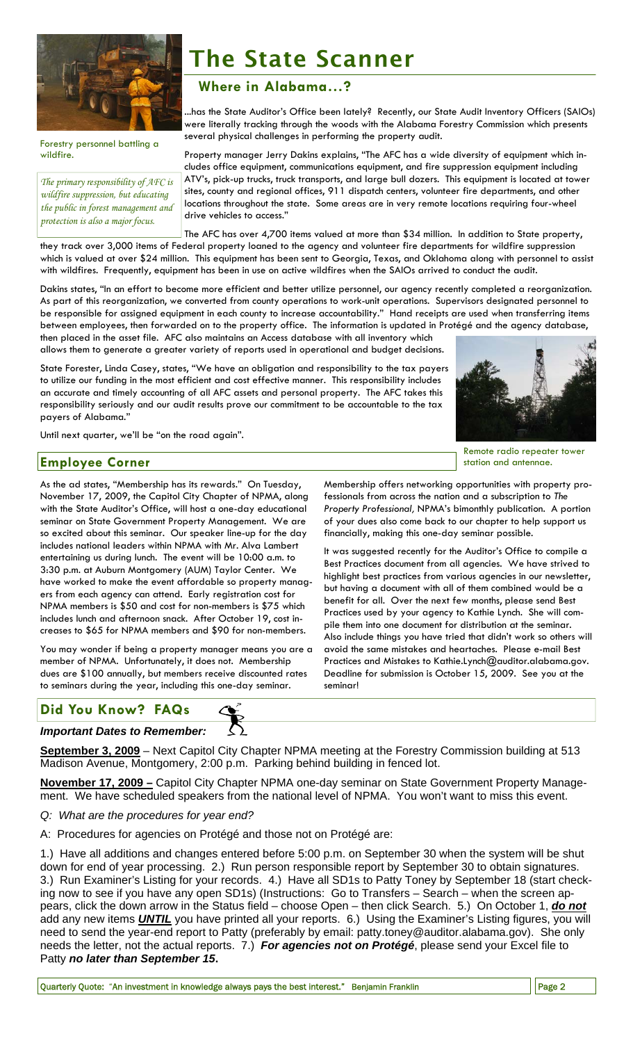# The State Scanner

Forestry personnel battling a wildfire.

*The primary responsibility of AFC is wildfire suppression, but educating the public in forest management and protection is also a major focus.*

## Where in Alabama…?

…has the State Auditor's Office been lately? Recently, our State Audit Inventory Officers (SAIOs) were literally tracking through the woods with the Alabama Forestry Commission which presents several physical challenges in performing the property audit.

Property manager Jerry Dakins explains, "The AFC has a wide diversity of equipment which includes office equipment, communications equipment, and fire suppression equipment including ATV's, pick-up trucks, truck transports, and large bull dozers. This equipment is located at tower sites, county and regional offices, 911 dispatch centers, volunteer fire departments, and other locations throughout the state. Some areas are in very remote locations requiring four-wheel drive vehicles to access."

The AFC has over 4,700 items valued at more than $34 million. In addition to State property, they track over 3,000 items of Federal property loaned to the agency and volunteer fire departments for wildfire suppression which is valued at over $24 million. This equipment has been sent to Georgia, Texas, and Oklahoma along with personnel to assist with wildfires. Frequently, equipment has been in use on active wildfires when the SAIOs arrived to conduct the audit.

Dakins states, "In an effort to become more efficient and better utilize personnel, our agency recently completed a reorganization. As part of this reorganization, we converted from county operations to work-unit operations. Supervisors designated personnel to be responsible for assigned equipment in each county to increase accountability." Hand receipts are used when transferring items between employees, then forwarded on to the property office. The information is updated in Protégé and the agency database, then placed in the asset file. AFC also maintains an Access database with all inventory which allows them to generate a greater variety of reports used in operational and budget decisions.

State Forester, Linda Casey, states, "We have an obligation and responsibility to the tax payers to utilize our funding in the most efficient and cost effective manner. This responsibility includes an accurate and timely accounting of all AFC assets and personal property. The AFC takes this responsibility seriously and our audit results prove our commitment to be accountable to the tax payers of Alabama."

Until next quarter, we'll be "on the road again".

Remote radio repeater tower station and antennae.

## Employee Corner

As the ad states, "Membership has its rewards." On Tuesday, November 17, 2009, the Capitol City Chapter of NPMA, along with the State Auditor's Office, will host a one-day educational seminar on State Government Property Management. We are so excited about this seminar. Our speaker line-up for the day includes national leaders within NPMA with Mr. Alva Lambert entertaining us during lunch. The event will be 10:00 a.m. to 3:30 p.m. at Auburn Montgomery (AUM) Taylor Center. We have worked to make the event affordable so property managers from each agency can attend. Early registration cost for NPMA members is $50 and cost for non-members is $75 which includes lunch and afternoon snack. After October 19, cost increases to $65 for NPMA members and $90 for non-members.

You may wonder if being a property manager means you are a member of NPMA. Unfortunately, it does not. Membership dues are $100 annually, but members receive discounted rates to seminars during the year, including this one-day seminar.

Membership offers networking opportunities with property professionals from across the nation and a subscription to *The Property Professional*, NPMA's bimonthly publication. A portion of your dues also come back to our chapter to help support us financially, making this one-day seminar possible.

It was suggested recently for the Auditor's Office to compile a Best Practices document from all agencies. We have strived to highlight best practices from various agencies in our newsletter, but having a document with all of them combined would be a benefit for all. Over the next few months, please send Best Practices used by your agency to Kathie Lynch. She will compile them into one document for distribution at the seminar. Also include things you have tried that didn't work so others will avoid the same mistakes and heartaches. Please e-mail Best Practices and Mistakes to Kathie.Lynch@auditor.alabama.gov. Deadline for submission is October 15, 2009. See you at the seminar!

## Did You Know? FAQs

***Important Dates to Remember:***

**September 3, 2009** – Next Capitol City Chapter NPMA meeting at the Forestry Commission building at 513 Madison Avenue, Montgomery, 2:00 p.m. Parking behind building in fenced lot.

**November 17, 2009 –** Capitol City Chapter NPMA one-day seminar on State Government Property Management. We have scheduled speakers from the national level of NPMA. You won't want to miss this event.

*Q: What are the procedures for year end?*

A: Procedures for agencies on Protégé and those not on Protégé are:

1.) Have all additions and changes entered before 5:00 p.m. on September 30 when the system will be shut down for end of year processing. 2.) Run person responsible report by September 30 to obtain signatures. 3.) Run Examiner's Listing for your records. 4.) Have all SD1s to Patty Toney by September 18 (start checking now to see if you have any open SD1s) (Instructions: Go to Transfers – Search – when the screen appears, click the down arrow in the Status field – choose Open – then click Search. 5.) On October 1, ***do not*** add any new items ***UNTIL*** you have printed all your reports. 6.) Using the Examiner's Listing figures, you will need to send the year-end report to Patty (preferably by email: patty.toney@auditor.alabama.gov). She only needs the letter, not the actual reports. 7.) ***For agencies not on Protégé***, please send your Excel file to Patty ***no later than September 15***.

Quarterly Quote: "An investment in knowledge always pays the best interest." Benjamin Franklin